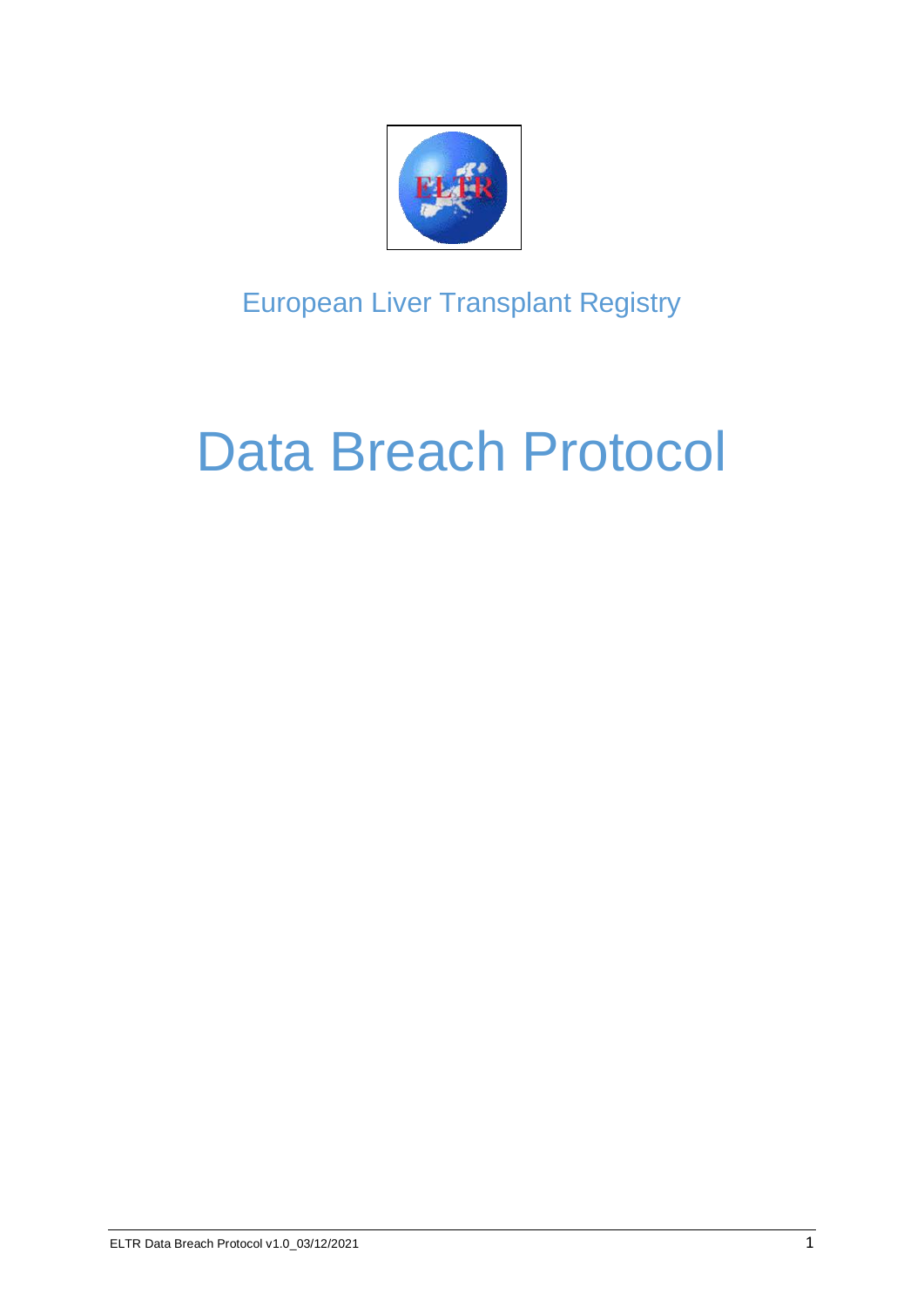European Liver Transplant Registry

# Data Breach Protocol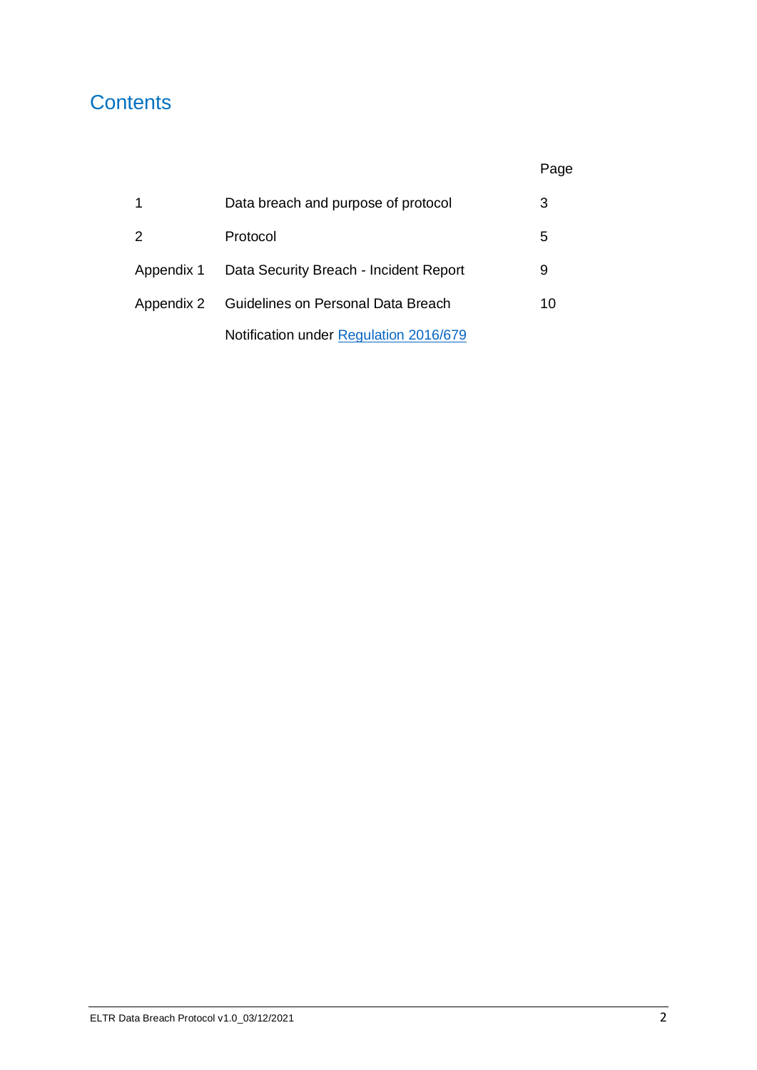# Contents

| | | Page |
|---|---|---|
| 1 | Data breach and purpose of protocol | 3 |
| 2 | Protocol | 5 |
| Appendix 1 | Data Security Breach - Incident Report | 9 |
| Appendix 2 | Guidelines on Personal Data Breach Notification under Regulation 2016/679 | 10 |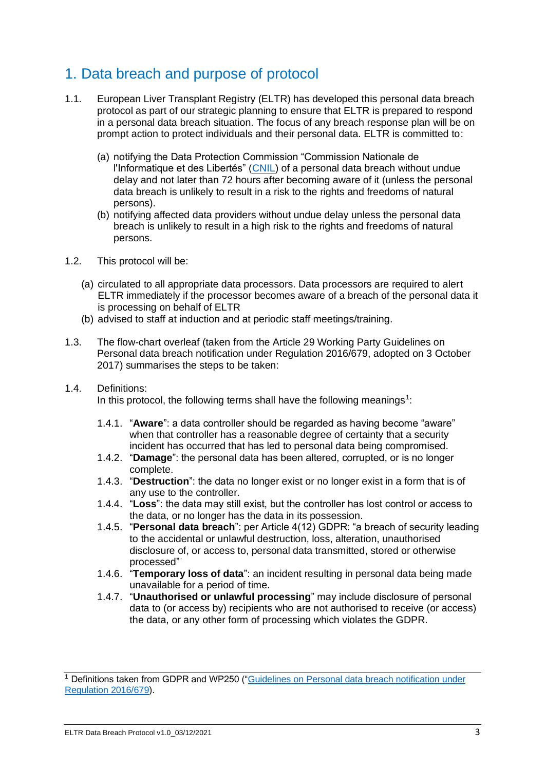# 1. Data breach and purpose of protocol

1.1. European Liver Transplant Registry (ELTR) has developed this personal data breach protocol as part of our strategic planning to ensure that ELTR is prepared to respond in a personal data breach situation. The focus of any breach response plan will be on prompt action to protect individuals and their personal data. ELTR is committed to:

(a) notifying the Data Protection Commission "Commission Nationale de l'Informatique et des Libertés" ([CNIL]) of a personal data breach without undue delay and not later than 72 hours after becoming aware of it (unless the personal data breach is unlikely to result in a risk to the rights and freedoms of natural persons).

(b) notifying affected data providers without undue delay unless the personal data breach is unlikely to result in a high risk to the rights and freedoms of natural persons.

1.2. This protocol will be:

(a) circulated to all appropriate data processors. Data processors are required to alert ELTR immediately if the processor becomes aware of a breach of the personal data it is processing on behalf of ELTR

(b) advised to staff at induction and at periodic staff meetings/training.

1.3. The flow-chart overleaf (taken from the Article 29 Working Party Guidelines on Personal data breach notification under Regulation 2016/679, adopted on 3 October 2017) summarises the steps to be taken:

1.4. Definitions:
In this protocol, the following terms shall have the following meanings[1]:

1.4.1. "**Aware**": a data controller should be regarded as having become "aware" when that controller has a reasonable degree of certainty that a security incident has occurred that has led to personal data being compromised.

1.4.2. "**Damage**": the personal data has been altered, corrupted, or is no longer complete.

1.4.3. "**Destruction**": the data no longer exist or no longer exist in a form that is of any use to the controller.

1.4.4. "**Loss**": the data may still exist, but the controller has lost control or access to the data, or no longer has the data in its possession.

1.4.5. "**Personal data breach**": per Article 4(12) GDPR: "a breach of security leading to the accidental or unlawful destruction, loss, alteration, unauthorised disclosure of, or access to, personal data transmitted, stored or otherwise processed".

1.4.6. "**Temporary loss of data**": an incident resulting in personal data being made unavailable for a period of time.

1.4.7. "**Unauthorised or unlawful processing**" may include disclosure of personal data to (or access by) recipients who are not authorised to receive (or access) the data, or any other form of processing which violates the GDPR.

---

[1] Definitions taken from GDPR and WP250 ("Guidelines on Personal data breach notification under Regulation 2016/679).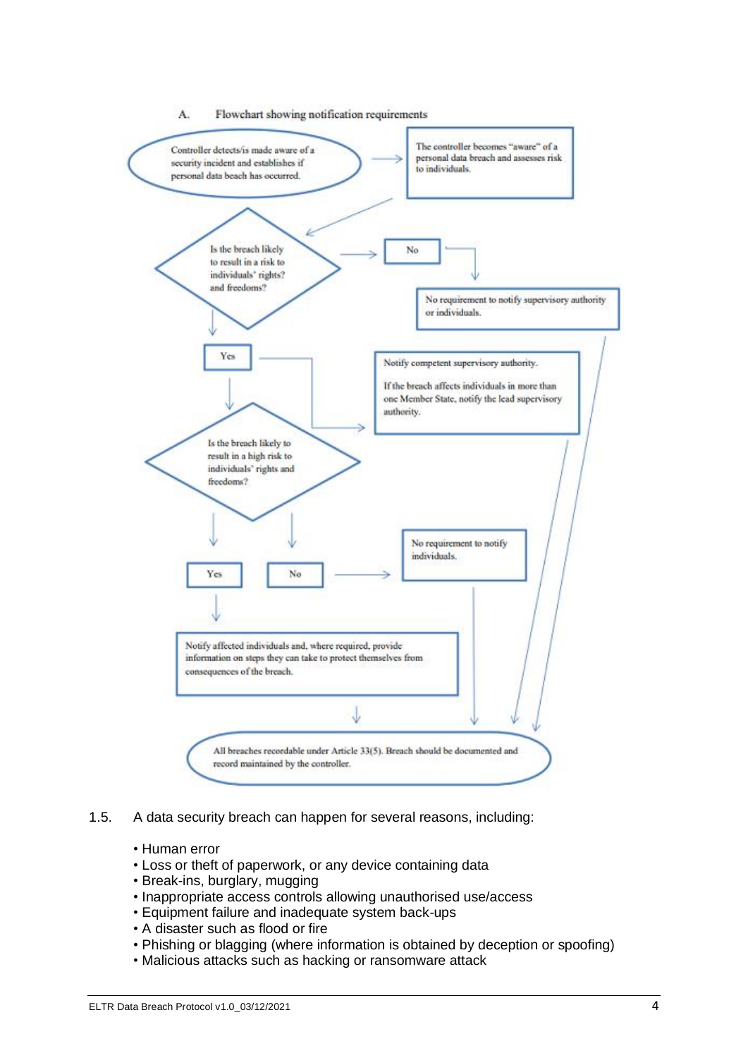A. Flowchart showing notification requirements

Controller detects/is made aware of a security incident and establishes if personal data beach has occurred.

The controller becomes "aware" of a personal data breach and assesses risk to individuals.

Is the breach likely to result in a risk to individuals' rights? and freedoms?

No

No requirement to notify supervisory authority or individuals.

Yes

Notify competent supervisory authority.

If the breach affects individuals in more than one Member State, notify the lead supervisory authority.

Is the breach likely to result in a high risk to individuals' rights and freedoms?

Yes

No

No requirement to notify individuals.

Notify affected individuals and, where required, provide information on steps they can take to protect themselves from consequences of the breach.

All breaches recordable under Article 33(5). Breach should be documented and record maintained by the controller.

1.5. A data security breach can happen for several reasons, including:

- Human error
- Loss or theft of paperwork, or any device containing data
- Break-ins, burglary, mugging
- Inappropriate access controls allowing unauthorised use/access
- Equipment failure and inadequate system back-ups
- A disaster such as flood or fire
- Phishing or blagging (where information is obtained by deception or spoofing)
- Malicious attacks such as hacking or ransomware attack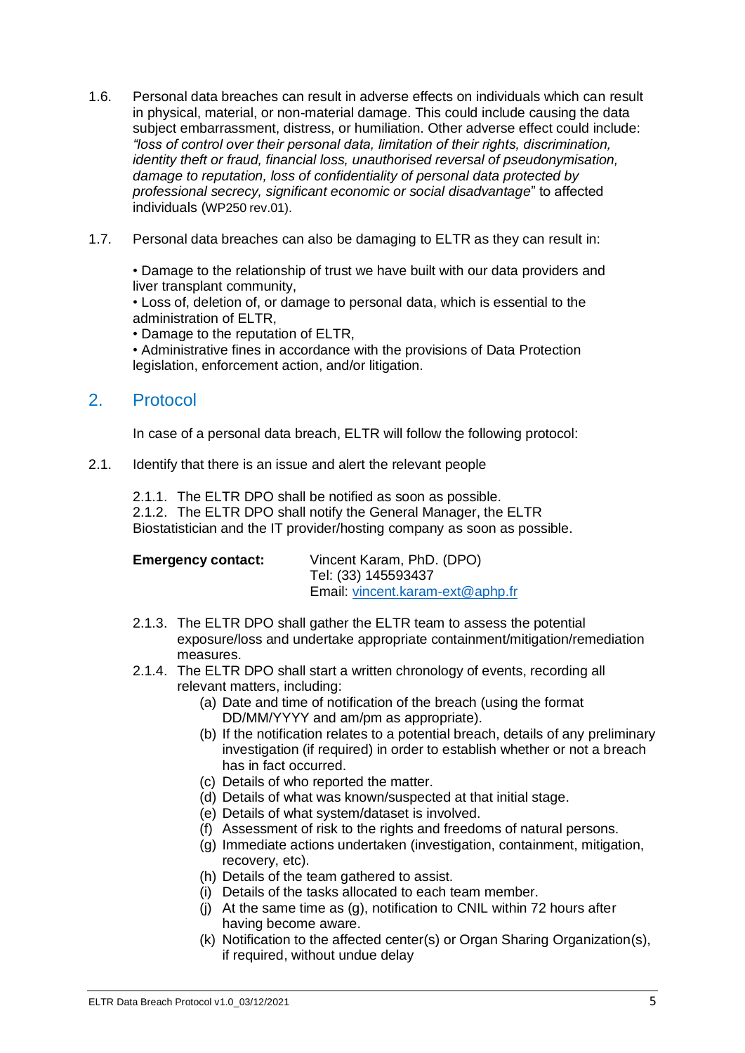1.6. Personal data breaches can result in adverse effects on individuals which can result in physical, material, or non-material damage. This could include causing the data subject embarrassment, distress, or humiliation. Other adverse effect could include: *"loss of control over their personal data, limitation of their rights, discrimination, identity theft or fraud, financial loss, unauthorised reversal of pseudonymisation, damage to reputation, loss of confidentiality of personal data protected by professional secrecy, significant economic or social disadvantage*" to affected individuals (WP250 rev.01).

1.7. Personal data breaches can also be damaging to ELTR as they can result in:

• Damage to the relationship of trust we have built with our data providers and liver transplant community,
• Loss of, deletion of, or damage to personal data, which is essential to the administration of ELTR,
• Damage to the reputation of ELTR,
• Administrative fines in accordance with the provisions of Data Protection legislation, enforcement action, and/or litigation.

## 2. Protocol

In case of a personal data breach, ELTR will follow the following protocol:

2.1. Identify that there is an issue and alert the relevant people

2.1.1. The ELTR DPO shall be notified as soon as possible.
2.1.2. The ELTR DPO shall notify the General Manager, the ELTR Biostatistician and the IT provider/hosting company as soon as possible.

**Emergency contact:** Vincent Karam, PhD. (DPO)
Tel: (33) 145593437
Email: vincent.karam-ext@aphp.fr

2.1.3. The ELTR DPO shall gather the ELTR team to assess the potential exposure/loss and undertake appropriate containment/mitigation/remediation measures.

2.1.4. The ELTR DPO shall start a written chronology of events, recording all relevant matters, including:

(a) Date and time of notification of the breach (using the format DD/MM/YYYY and am/pm as appropriate).
(b) If the notification relates to a potential breach, details of any preliminary investigation (if required) in order to establish whether or not a breach has in fact occurred.
(c) Details of who reported the matter.
(d) Details of what was known/suspected at that initial stage.
(e) Details of what system/dataset is involved.
(f) Assessment of risk to the rights and freedoms of natural persons.
(g) Immediate actions undertaken (investigation, containment, mitigation, recovery, etc).
(h) Details of the team gathered to assist.
(i) Details of the tasks allocated to each team member.
(j) At the same time as (g), notification to CNIL within 72 hours after having become aware.
(k) Notification to the affected center(s) or Organ Sharing Organization(s), if required, without undue delay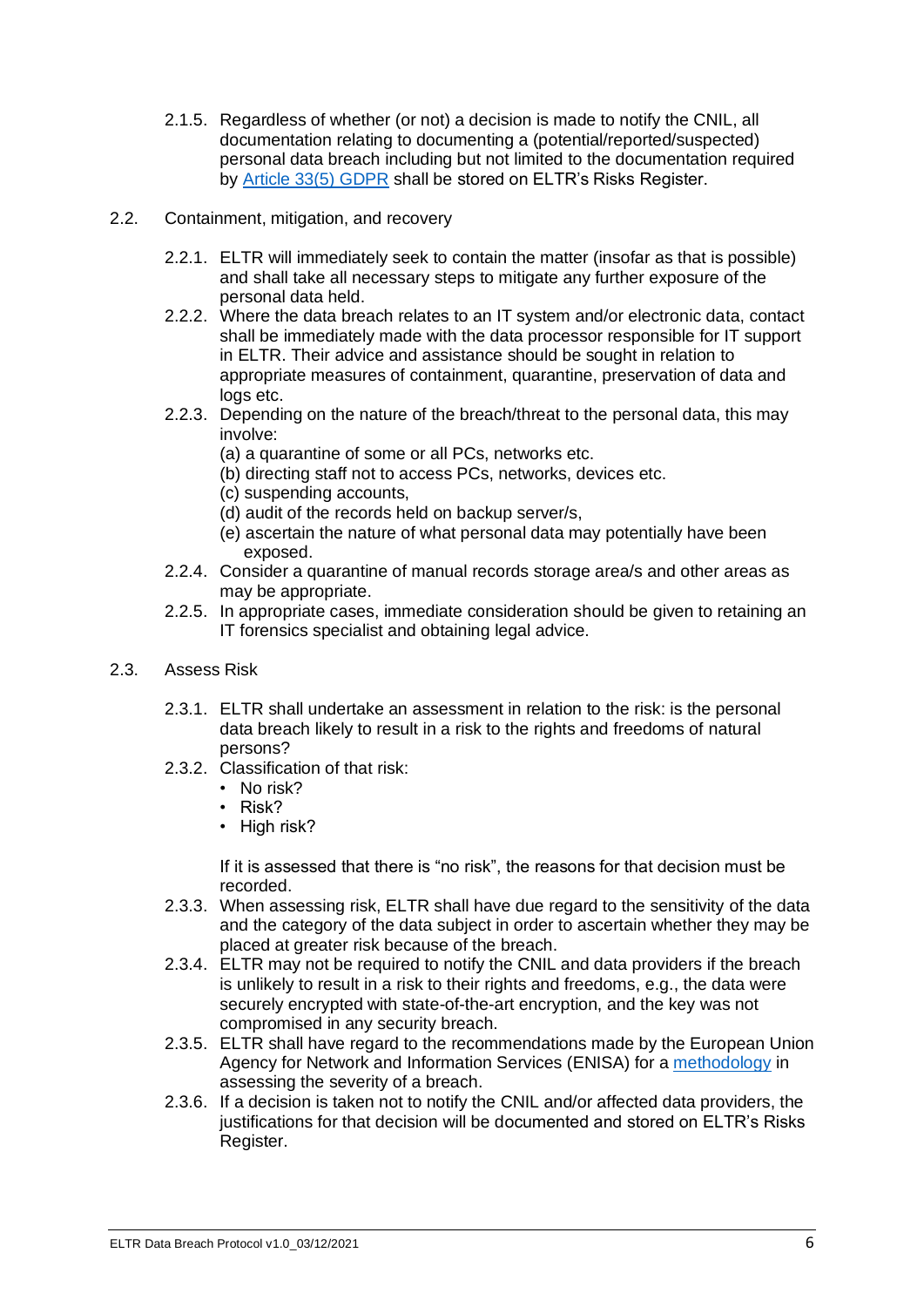2.1.5. Regardless of whether (or not) a decision is made to notify the CNIL, all documentation relating to documenting a (potential/reported/suspected) personal data breach including but not limited to the documentation required by Article 33(5) GDPR shall be stored on ELTR's Risks Register.

2.2. Containment, mitigation, and recovery

2.2.1. ELTR will immediately seek to contain the matter (insofar as that is possible) and shall take all necessary steps to mitigate any further exposure of the personal data held.

2.2.2. Where the data breach relates to an IT system and/or electronic data, contact shall be immediately made with the data processor responsible for IT support in ELTR. Their advice and assistance should be sought in relation to appropriate measures of containment, quarantine, preservation of data and logs etc.

2.2.3. Depending on the nature of the breach/threat to the personal data, this may involve:

(a) a quarantine of some or all PCs, networks etc.
(b) directing staff not to access PCs, networks, devices etc.
(c) suspending accounts,
(d) audit of the records held on backup server/s,
(e) ascertain the nature of what personal data may potentially have been exposed.

2.2.4. Consider a quarantine of manual records storage area/s and other areas as may be appropriate.

2.2.5. In appropriate cases, immediate consideration should be given to retaining an IT forensics specialist and obtaining legal advice.

2.3. Assess Risk

2.3.1. ELTR shall undertake an assessment in relation to the risk: is the personal data breach likely to result in a risk to the rights and freedoms of natural persons?

2.3.2. Classification of that risk:

- No risk?
- Risk?
- High risk?

If it is assessed that there is "no risk", the reasons for that decision must be recorded.

2.3.3. When assessing risk, ELTR shall have due regard to the sensitivity of the data and the category of the data subject in order to ascertain whether they may be placed at greater risk because of the breach.

2.3.4. ELTR may not be required to notify the CNIL and data providers if the breach is unlikely to result in a risk to their rights and freedoms, e.g., the data were securely encrypted with state-of-the-art encryption, and the key was not compromised in any security breach.

2.3.5. ELTR shall have regard to the recommendations made by the European Union Agency for Network and Information Services (ENISA) for a methodology in assessing the severity of a breach.

2.3.6. If a decision is taken not to notify the CNIL and/or affected data providers, the justifications for that decision will be documented and stored on ELTR's Risks Register.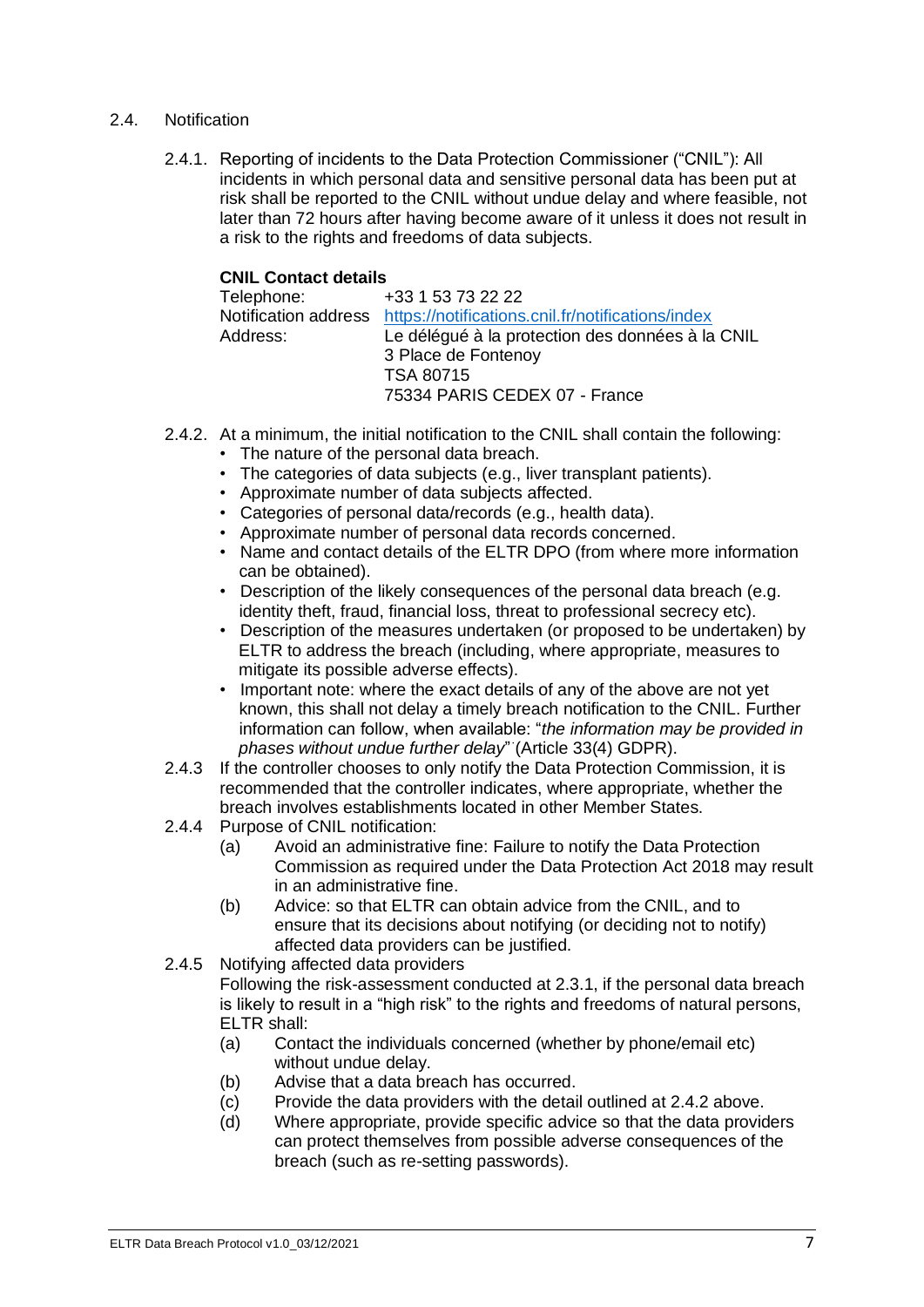## 2.4. Notification

2.4.1. Reporting of incidents to the Data Protection Commissioner ("CNIL"): All incidents in which personal data and sensitive personal data has been put at risk shall be reported to the CNIL without undue delay and where feasible, not later than 72 hours after having become aware of it unless it does not result in a risk to the rights and freedoms of data subjects.

**CNIL Contact details**

| | |
|---|---|
| Telephone: | +33 1 53 73 22 22 |
| Notification address | https://notifications.cnil.fr/notifications/index |
| Address: | Le délégué à la protection des données à la CNIL<br>3 Place de Fontenoy<br>TSA 80715<br>75334 PARIS CEDEX 07 - France |

2.4.2. At a minimum, the initial notification to the CNIL shall contain the following:

- The nature of the personal data breach.
- The categories of data subjects (e.g., liver transplant patients).
- Approximate number of data subjects affected.
- Categories of personal data/records (e.g., health data).
- Approximate number of personal data records concerned.
- Name and contact details of the ELTR DPO (from where more information can be obtained).
- Description of the likely consequences of the personal data breach (e.g. identity theft, fraud, financial loss, threat to professional secrecy etc).
- Description of the measures undertaken (or proposed to be undertaken) by ELTR to address the breach (including, where appropriate, measures to mitigate its possible adverse effects).
- Important note: where the exact details of any of the above are not yet known, this shall not delay a timely breach notification to the CNIL. Further information can follow, when available: "*the information may be provided in phases without undue further delay*" (Article 33(4) GDPR).

2.4.3 If the controller chooses to only notify the Data Protection Commission, it is recommended that the controller indicates, where appropriate, whether the breach involves establishments located in other Member States.

2.4.4 Purpose of CNIL notification:

(a) Avoid an administrative fine: Failure to notify the Data Protection Commission as required under the Data Protection Act 2018 may result in an administrative fine.

(b) Advice: so that ELTR can obtain advice from the CNIL, and to ensure that its decisions about notifying (or deciding not to notify) affected data providers can be justified.

2.4.5 Notifying affected data providers

Following the risk-assessment conducted at 2.3.1, if the personal data breach is likely to result in a "high risk" to the rights and freedoms of natural persons, ELTR shall:

(a) Contact the individuals concerned (whether by phone/email etc) without undue delay.

(b) Advise that a data breach has occurred.

(c) Provide the data providers with the detail outlined at 2.4.2 above.

(d) Where appropriate, provide specific advice so that the data providers can protect themselves from possible adverse consequences of the breach (such as re-setting passwords).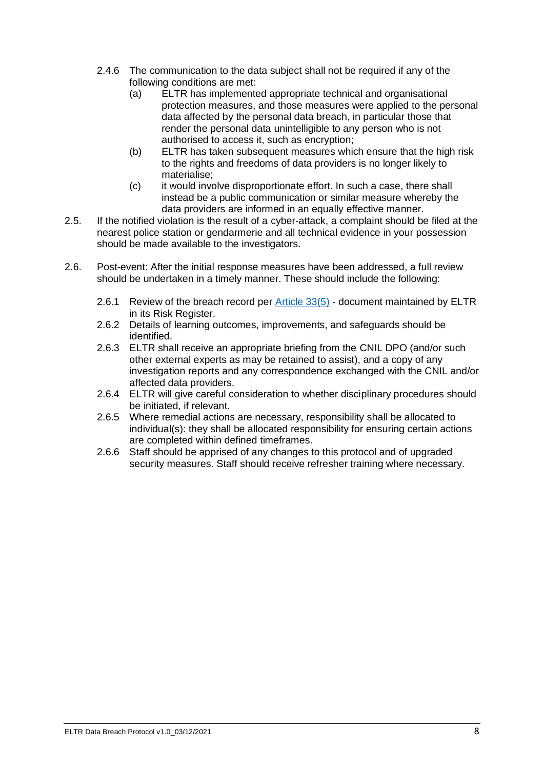2.4.6 The communication to the data subject shall not be required if any of the following conditions are met:

   (a) ELTR has implemented appropriate technical and organisational protection measures, and those measures were applied to the personal data affected by the personal data breach, in particular those that render the personal data unintelligible to any person who is not authorised to access it, such as encryption;

   (b) ELTR has taken subsequent measures which ensure that the high risk to the rights and freedoms of data providers is no longer likely to materialise;

   (c) it would involve disproportionate effort. In such a case, there shall instead be a public communication or similar measure whereby the data providers are informed in an equally effective manner.

2.5. If the notified violation is the result of a cyber-attack, a complaint should be filed at the nearest police station or gendarmerie and all technical evidence in your possession should be made available to the investigators.

2.6. Post-event: After the initial response measures have been addressed, a full review should be undertaken in a timely manner. These should include the following:

2.6.1 Review of the breach record per [Article 33(5)](Article 33(5)) - document maintained by ELTR in its Risk Register.

2.6.2 Details of learning outcomes, improvements, and safeguards should be identified.

2.6.3 ELTR shall receive an appropriate briefing from the CNIL DPO (and/or such other external experts as may be retained to assist), and a copy of any investigation reports and any correspondence exchanged with the CNIL and/or affected data providers.

2.6.4 ELTR will give careful consideration to whether disciplinary procedures should be initiated, if relevant.

2.6.5 Where remedial actions are necessary, responsibility shall be allocated to individual(s): they shall be allocated responsibility for ensuring certain actions are completed within defined timeframes.

2.6.6 Staff should be apprised of any changes to this protocol and of upgraded security measures. Staff should receive refresher training where necessary.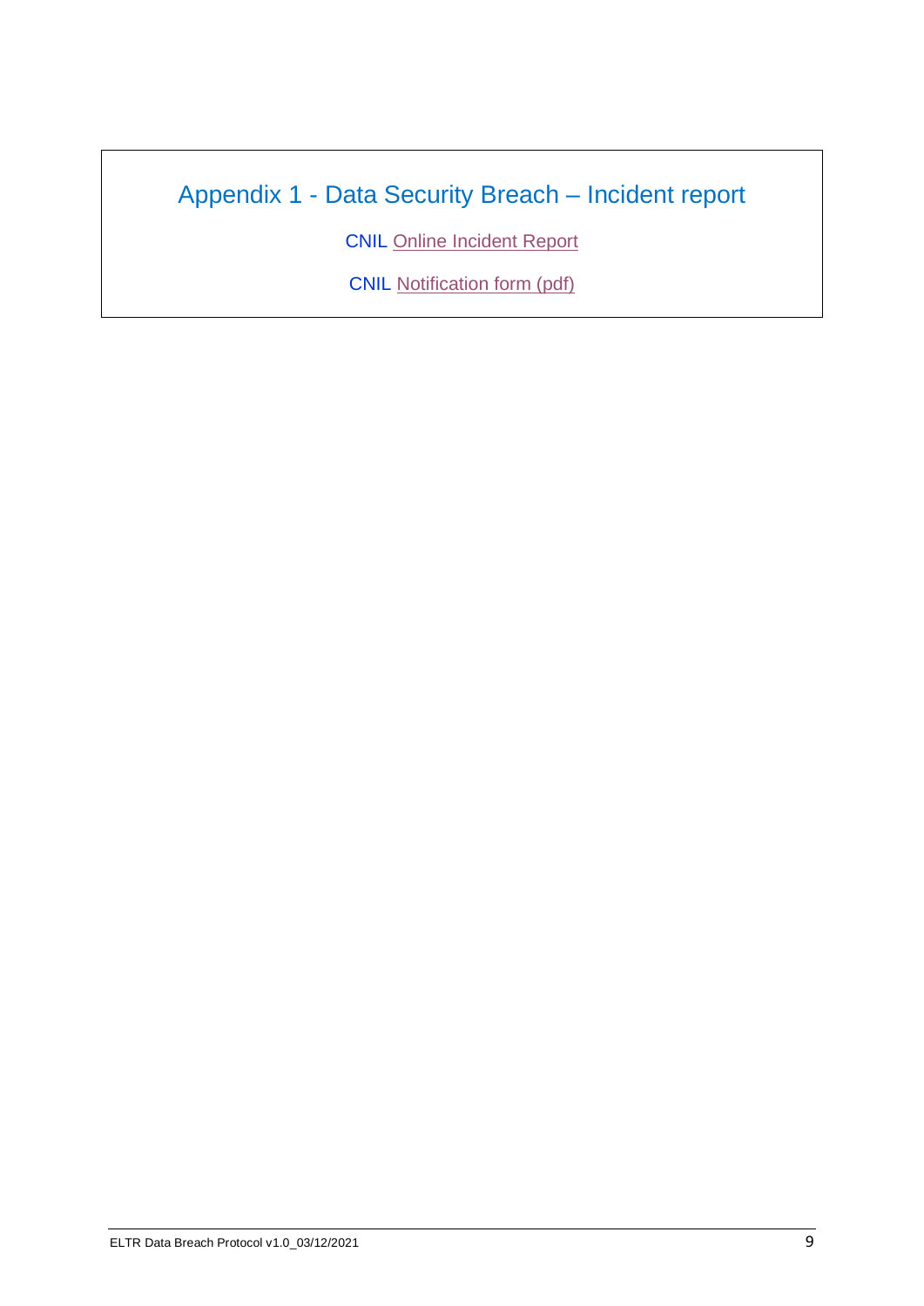# Appendix 1 - Data Security Breach – Incident report

CNIL Online Incident Report

CNIL Notification form (pdf)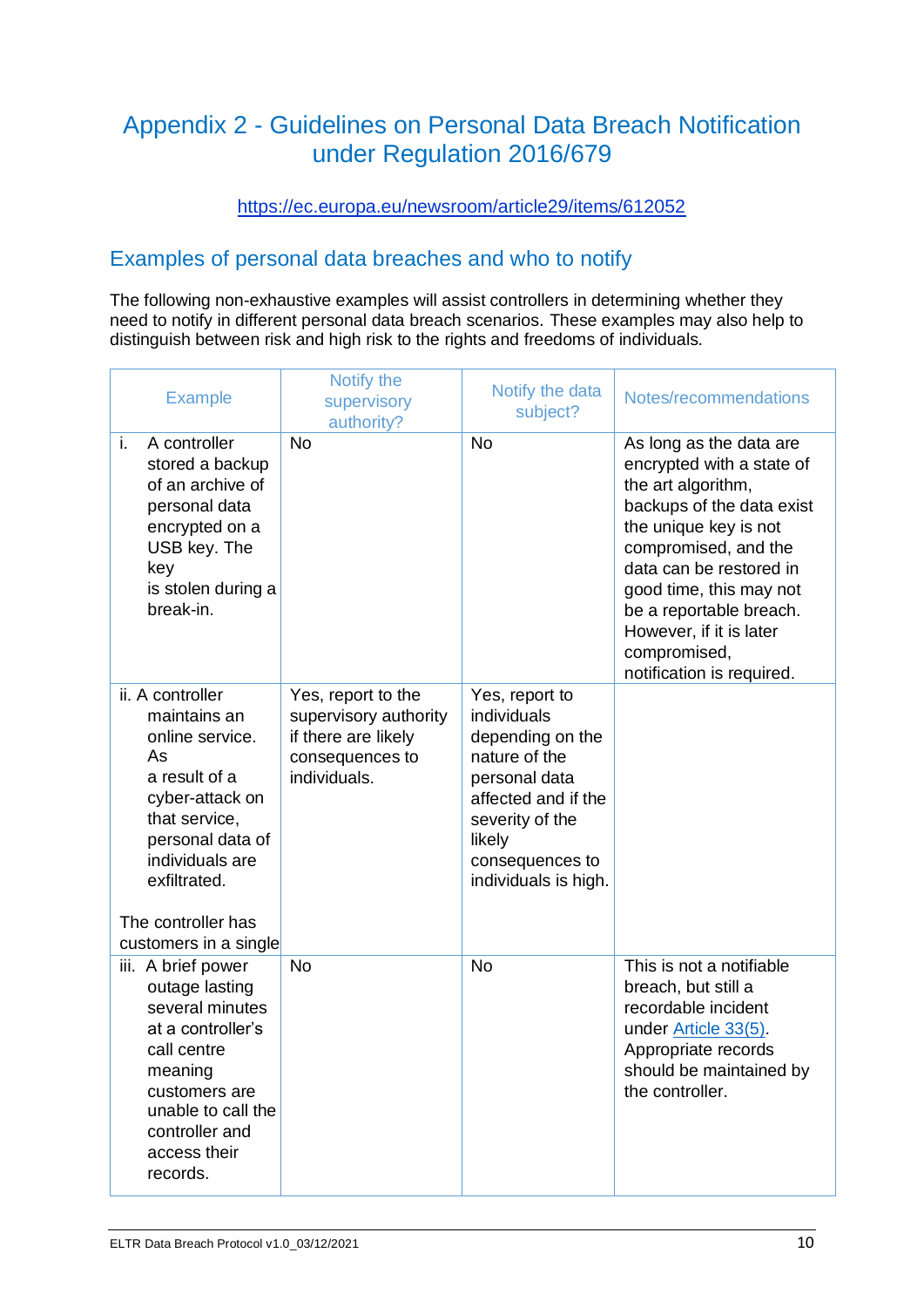## Appendix 2 - Guidelines on Personal Data Breach Notification under Regulation 2016/679

https://ec.europa.eu/newsroom/article29/items/612052

### Examples of personal data breaches and who to notify

The following non-exhaustive examples will assist controllers in determining whether they need to notify in different personal data breach scenarios. These examples may also help to distinguish between risk and high risk to the rights and freedoms of individuals.

| Example | Notify the supervisory authority? | Notify the data subject? | Notes/recommendations |
|---|---|---|---|
| i. A controller stored a backup of an archive of personal data encrypted on a USB key. The key is stolen during a break-in. | No | No | As long as the data are encrypted with a state of the art algorithm, backups of the data exist the unique key is not compromised, and the data can be restored in good time, this may not be a reportable breach. However, if it is later compromised, notification is required. |
| ii. A controller maintains an online service. As a result of a cyber-attack on that service, personal data of individuals are exfiltrated.<br><br>The controller has customers in a single | Yes, report to the supervisory authority if there are likely consequences to individuals. | Yes, report to individuals depending on the nature of the personal data affected and if the severity of the likely consequences to individuals is high. | |
| iii. A brief power outage lasting several minutes at a controller's call centre meaning customers are unable to call the controller and access their records. | No | No | This is not a notifiable breach, but still a recordable incident under Article 33(5). Appropriate records should be maintained by the controller. |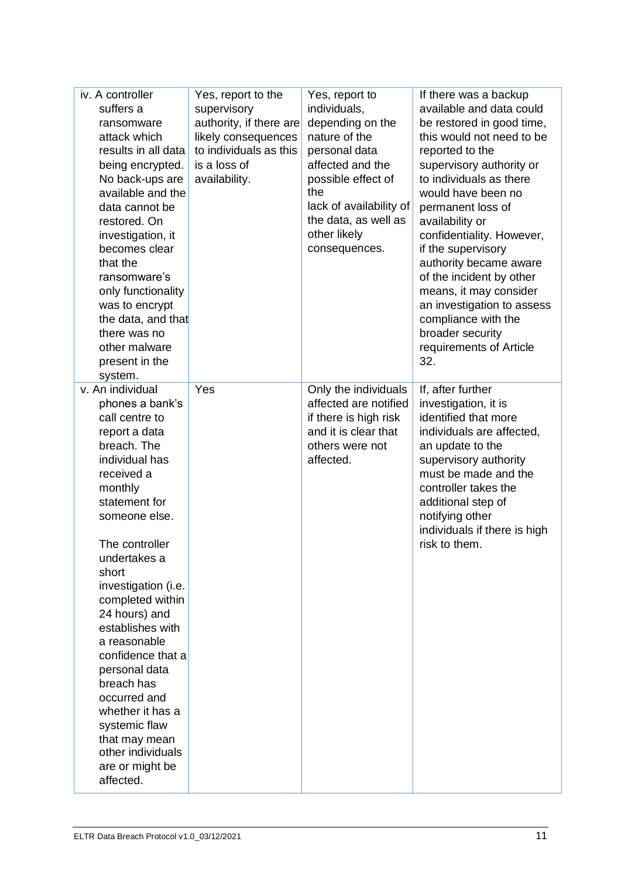| | | | |
|---|---|---|---|
| iv. A controller suffers a ransomware attack which results in all data being encrypted. No back-ups are available and the data cannot be restored. On investigation, it becomes clear that the ransomware's only functionality was to encrypt the data, and that there was no other malware present in the system. | Yes, report to the supervisory authority, if there are likely consequences to individuals as this is a loss of availability. | Yes, report to individuals, depending on the nature of the personal data affected and the possible effect of the lack of availability of the data, as well as other likely consequences. | If there was a backup available and data could be restored in good time, this would not need to be reported to the supervisory authority or to individuals as there would have been no permanent loss of availability or confidentiality. However, if the supervisory authority became aware of the incident by other means, it may consider an investigation to assess compliance with the broader security requirements of Article 32. |
| v. An individual phones a bank's call centre to report a data breach. The individual has received a monthly statement for someone else.<br><br>The controller undertakes a short investigation (i.e. completed within 24 hours) and establishes with a reasonable confidence that a personal data breach has occurred and whether it has a systemic flaw that may mean other individuals are or might be affected. | Yes | Only the individuals affected are notified if there is high risk and it is clear that others were not affected. | If, after further investigation, it is identified that more individuals are affected, an update to the supervisory authority must be made and the controller takes the additional step of notifying other individuals if there is high risk to them. |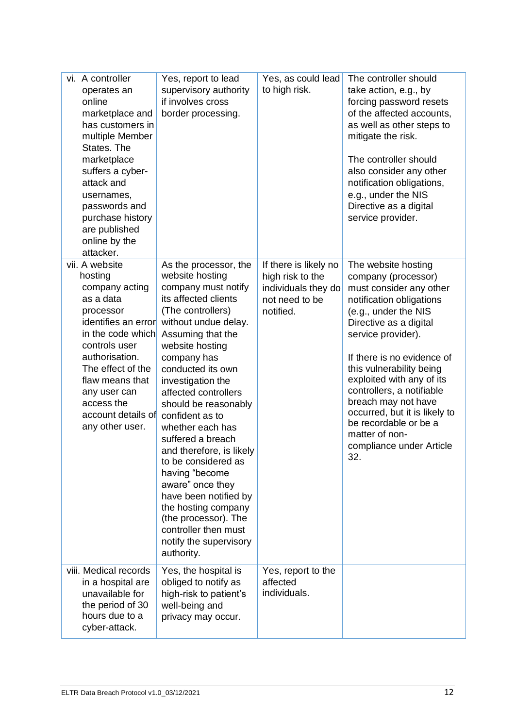| | | | |
|---|---|---|---|
| vi. A controller operates an online marketplace and has customers in multiple Member States. The marketplace suffers a cyber-attack and usernames, passwords and purchase history are published online by the attacker. | Yes, report to lead supervisory authority if involves cross border processing. | Yes, as could lead to high risk. | The controller should take action, e.g., by forcing password resets of the affected accounts, as well as other steps to mitigate the risk.<br><br>The controller should also consider any other notification obligations, e.g., under the NIS Directive as a digital service provider. |
| vii. A website hosting company acting as a data processor identifies an error in the code which controls user authorisation. The effect of the flaw means that any user can access the account details of any other user. | As the processor, the website hosting company must notify its affected clients (The controllers) without undue delay. Assuming that the website hosting company has conducted its own investigation the affected controllers should be reasonably confident as to whether each has suffered a breach and therefore, is likely to be considered as having "become aware" once they have been notified by the hosting company (the processor). The controller then must notify the supervisory authority. | If there is likely no high risk to the individuals they do not need to be notified. | The website hosting company (processor) must consider any other notification obligations (e.g., under the NIS Directive as a digital service provider).<br><br>If there is no evidence of this vulnerability being exploited with any of its controllers, a notifiable breach may not have occurred, but it is likely to be recordable or be a matter of non-compliance under Article 32. |
| viii. Medical records in a hospital are unavailable for the period of 30 hours due to a cyber-attack. | Yes, the hospital is obliged to notify as high-risk to patient's well-being and privacy may occur. | Yes, report to the affected individuals. | |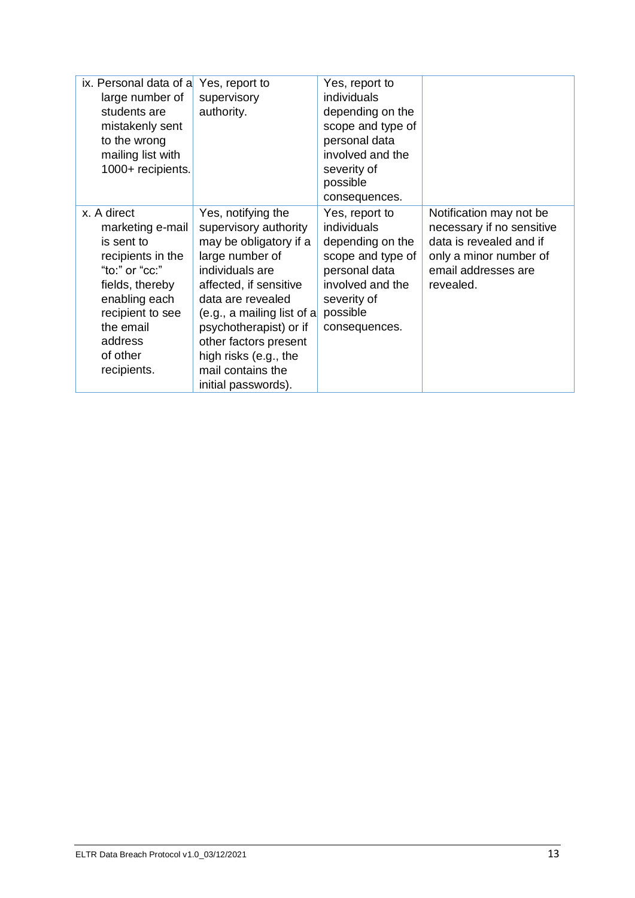| | | | |
|---|---|---|---|
| ix. Personal data of a large number of students are mistakenly sent to the wrong mailing list with 1000+ recipients. | Yes, report to supervisory authority. | Yes, report to individuals depending on the scope and type of personal data involved and the severity of possible consequences. | |
| x. A direct marketing e-mail is sent to recipients in the "to:" or "cc:" fields, thereby enabling each recipient to see the email address of other recipients. | Yes, notifying the supervisory authority may be obligatory if a large number of individuals are affected, if sensitive data are revealed (e.g., a mailing list of a psychotherapist) or if other factors present high risks (e.g., the mail contains the initial passwords). | Yes, report to individuals depending on the scope and type of personal data involved and the severity of possible consequences. | Notification may not be necessary if no sensitive data is revealed and if only a minor number of email addresses are revealed. |